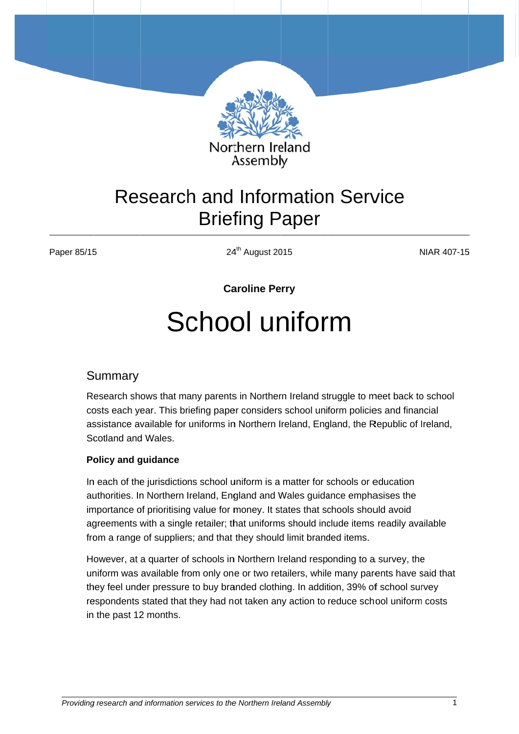Northern Ireland Assembly

# Research and Information Service Briefing Paper

Paper 85/15 | 24th August 2015 | NIAR 407-15

**Caroline Perry**

# School uniform

## Summary

Research shows that many parents in Northern Ireland struggle to meet back to school costs each year. This briefing paper considers school uniform policies and financial assistance available for uniforms in Northern Ireland, England, the Republic of Ireland, Scotland and Wales.

**Policy and guidance**

In each of the jurisdictions school uniform is a matter for schools or education authorities. In Northern Ireland, England and Wales guidance emphasises the importance of prioritising value for money. It states that schools should avoid agreements with a single retailer; that uniforms should include items readily available from a range of suppliers; and that they should limit branded items.

However, at a quarter of schools in Northern Ireland responding to a survey, the uniform was available from only one or two retailers, while many parents have said that they feel under pressure to buy branded clothing. In addition, 39% of school survey respondents stated that they had not taken any action to reduce school uniform costs in the past 12 months.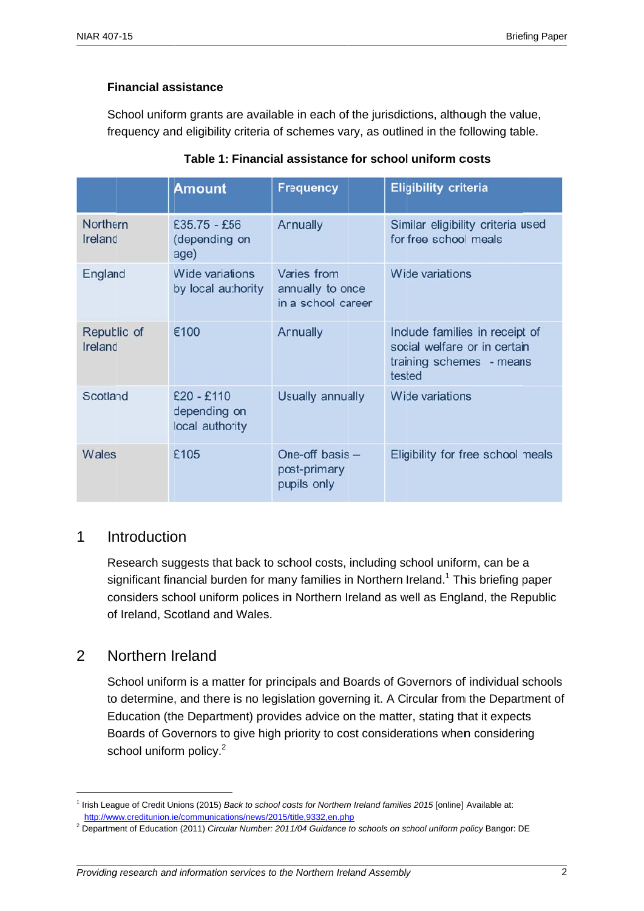**Financial assistance**

School uniform grants are available in each of the jurisdictions, although the value, frequency and eligibility criteria of schemes vary, as outlined in the following table.

**Table 1: Financial assistance for school uniform costs**

| | Amount | Frequency | Eligibility criteria |
|---|---|---|---|
| Northern Ireland | £35.75 - £56 (depending on age) | Annually | Similar eligibility criteria used for free school meals |
| England | Wide variations by local authority | Varies from annually to once in a school career | Wide variations |
| Republic of Ireland | €100 | Annually | Include families in receipt of social welfare or in certain training schemes - means tested |
| Scotland | £20 - £110 depending on local authority | Usually annually | Wide variations |
| Wales | £105 | One-off basis – post-primary pupils only | Eligibility for free school meals |

## 1 Introduction

Research suggests that back to school costs, including school uniform, can be a significant financial burden for many families in Northern Ireland.[1] This briefing paper considers school uniform polices in Northern Ireland as well as England, the Republic of Ireland, Scotland and Wales.

## 2 Northern Ireland

School uniform is a matter for principals and Boards of Governors of individual schools to determine, and there is no legislation governing it. A Circular from the Department of Education (the Department) provides advice on the matter, stating that it expects Boards of Governors to give high priority to cost considerations when considering school uniform policy.[2]

---

[1] Irish League of Credit Unions (2015) *Back to school costs for Northern Ireland families 2015* [online] Available at: http://www.creditunion.ie/communications/news/2015/title,9332,en.php

[2] Department of Education (2011) *Circular Number: 2011/04 Guidance to schools on school uniform policy* Bangor: DE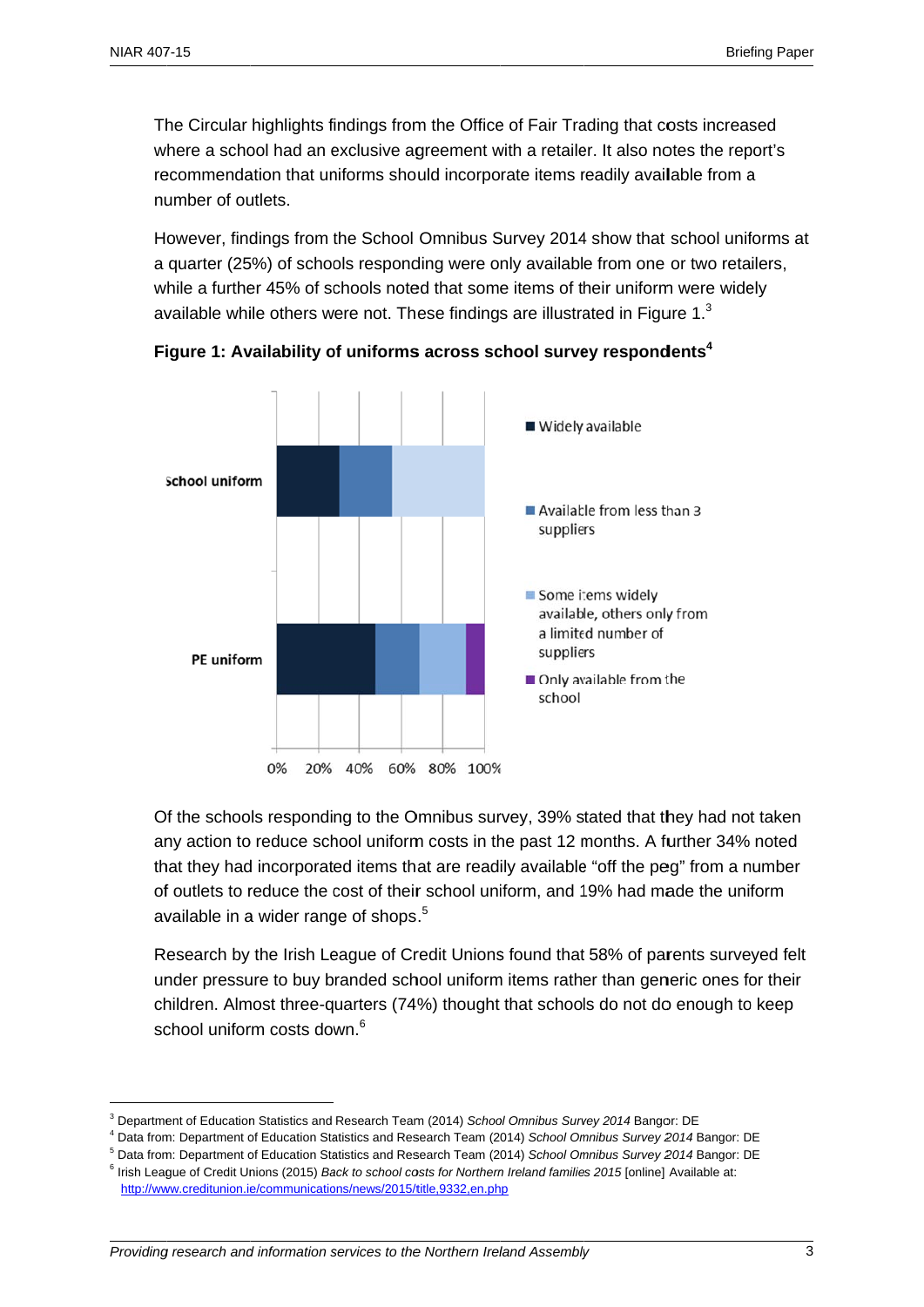The Circular highlights findings from the Office of Fair Trading that costs increased where a school had an exclusive agreement with a retailer. It also notes the report's recommendation that uniforms should incorporate items readily available from a number of outlets.

However, findings from the School Omnibus Survey 2014 show that school uniforms at a quarter (25%) of schools responding were only available from one or two retailers, while a further 45% of schools noted that some items of their uniform were widely available while others were not. These findings are illustrated in Figure 1.[3]

**Figure 1: Availability of uniforms across school survey respondents[4]**

Of the schools responding to the Omnibus survey, 39% stated that they had not taken any action to reduce school uniform costs in the past 12 months. A further 34% noted that they had incorporated items that are readily available "off the peg" from a number of outlets to reduce the cost of their school uniform, and 19% had made the uniform available in a wider range of shops.[5]

Research by the Irish League of Credit Unions found that 58% of parents surveyed felt under pressure to buy branded school uniform items rather than generic ones for their children. Almost three-quarters (74%) thought that schools do not do enough to keep school uniform costs down.[6]

---

[3] Department of Education Statistics and Research Team (2014) *School Omnibus Survey 2014* Bangor: DE

[4] Data from: Department of Education Statistics and Research Team (2014) *School Omnibus Survey 2014* Bangor: DE

[5] Data from: Department of Education Statistics and Research Team (2014) *School Omnibus Survey 2014* Bangor: DE

[6] Irish League of Credit Unions (2015) *Back to school costs for Northern Ireland families 2015* [online] Available at: http://www.creditunion.ie/communications/news/2015/title,9332,en.php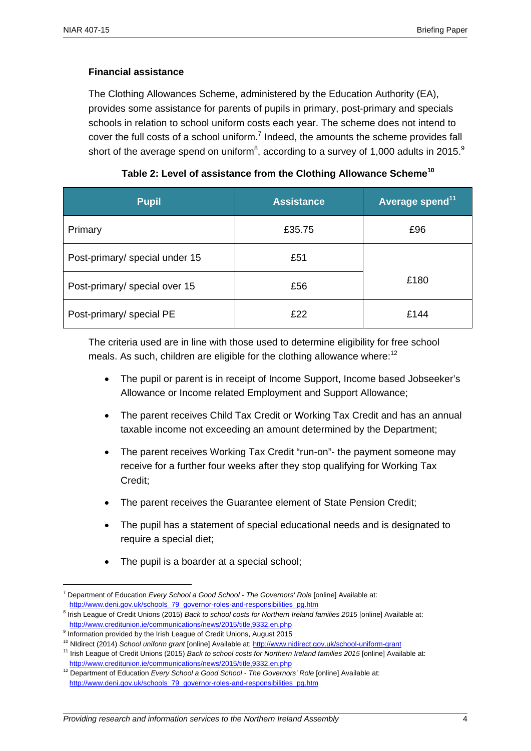**Financial assistance**

The Clothing Allowances Scheme, administered by the Education Authority (EA), provides some assistance for parents of pupils in primary, post-primary and specials schools in relation to school uniform costs each year. The scheme does not intend to cover the full costs of a school uniform.[7] Indeed, the amounts the scheme provides fall short of the average spend on uniform[8], according to a survey of 1,000 adults in 2015.[9]

**Table 2: Level of assistance from the Clothing Allowance Scheme[10]**

| Pupil | Assistance | Average spend[11] |
|---|---|---|
| Primary | £35.75 | £96 |
| Post-primary/ special under 15 | £51 | £180 |
| Post-primary/ special over 15 | £56 | |
| Post-primary/ special PE | £22 | £144 |

The criteria used are in line with those used to determine eligibility for free school meals. As such, children are eligible for the clothing allowance where:[12]

- The pupil or parent is in receipt of Income Support, Income based Jobseeker's Allowance or Income related Employment and Support Allowance;
- The parent receives Child Tax Credit or Working Tax Credit and has an annual taxable income not exceeding an amount determined by the Department;
- The parent receives Working Tax Credit "run-on"- the payment someone may receive for a further four weeks after they stop qualifying for Working Tax Credit;
- The parent receives the Guarantee element of State Pension Credit;
- The pupil has a statement of special educational needs and is designated to require a special diet;
- The pupil is a boarder at a special school;

---

[7] Department of Education *Every School a Good School - The Governors' Role* [online] Available at: http://www.deni.gov.uk/schools_79_governor-roles-and-responsibilities_pg.htm

[8] Irish League of Credit Unions (2015) *Back to school costs for Northern Ireland families 2015* [online] Available at: http://www.creditunion.ie/communications/news/2015/title,9332,en.php

[9] Information provided by the Irish League of Credit Unions, August 2015

[10] NIdirect (2014) *School uniform grant* [online] Available at: http://www.nidirect.gov.uk/school-uniform-grant

[11] Irish League of Credit Unions (2015) *Back to school costs for Northern Ireland families 2015* [online] Available at: http://www.creditunion.ie/communications/news/2015/title,9332,en.php

[12] Department of Education *Every School a Good School - The Governors' Role* [online] Available at: http://www.deni.gov.uk/schools_79_governor-roles-and-responsibilities_pg.htm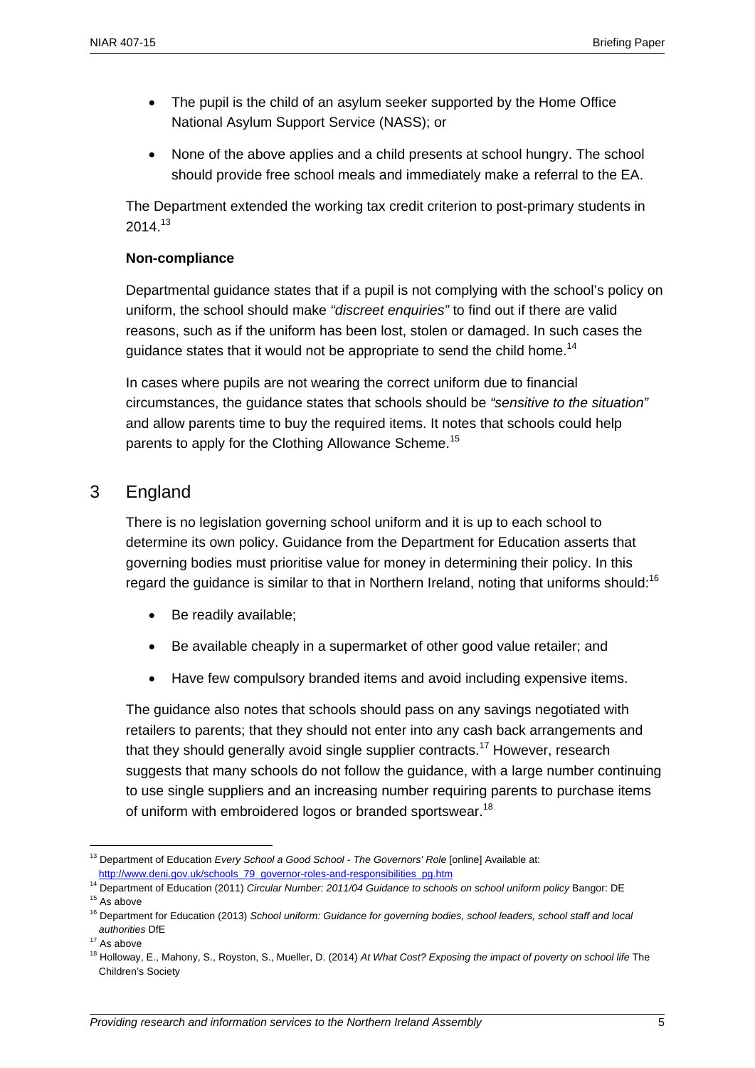- The pupil is the child of an asylum seeker supported by the Home Office National Asylum Support Service (NASS); or
- None of the above applies and a child presents at school hungry. The school should provide free school meals and immediately make a referral to the EA.

The Department extended the working tax credit criterion to post-primary students in 2014.[13]

**Non-compliance**

Departmental guidance states that if a pupil is not complying with the school's policy on uniform, the school should make *"discreet enquiries"* to find out if there are valid reasons, such as if the uniform has been lost, stolen or damaged. In such cases the guidance states that it would not be appropriate to send the child home.[14]

In cases where pupils are not wearing the correct uniform due to financial circumstances, the guidance states that schools should be *"sensitive to the situation"* and allow parents time to buy the required items. It notes that schools could help parents to apply for the Clothing Allowance Scheme.[15]

## 3 England

There is no legislation governing school uniform and it is up to each school to determine its own policy. Guidance from the Department for Education asserts that governing bodies must prioritise value for money in determining their policy. In this regard the guidance is similar to that in Northern Ireland, noting that uniforms should:[16]

- Be readily available;
- Be available cheaply in a supermarket of other good value retailer; and
- Have few compulsory branded items and avoid including expensive items.

The guidance also notes that schools should pass on any savings negotiated with retailers to parents; that they should not enter into any cash back arrangements and that they should generally avoid single supplier contracts.[17] However, research suggests that many schools do not follow the guidance, with a large number continuing to use single suppliers and an increasing number requiring parents to purchase items of uniform with embroidered logos or branded sportswear.[18]

---

[13] Department of Education *Every School a Good School - The Governors' Role* [online] Available at: http://www.deni.gov.uk/schools_79_governor-roles-and-responsibilities_pg.htm

[14] Department of Education (2011) *Circular Number: 2011/04 Guidance to schools on school uniform policy* Bangor: DE

[15] As above

[16] Department for Education (2013) *School uniform: Guidance for governing bodies, school leaders, school staff and local authorities* DfE

[17] As above

[18] Holloway, E., Mahony, S., Royston, S., Mueller, D. (2014) *At What Cost? Exposing the impact of poverty on school life* The Children's Society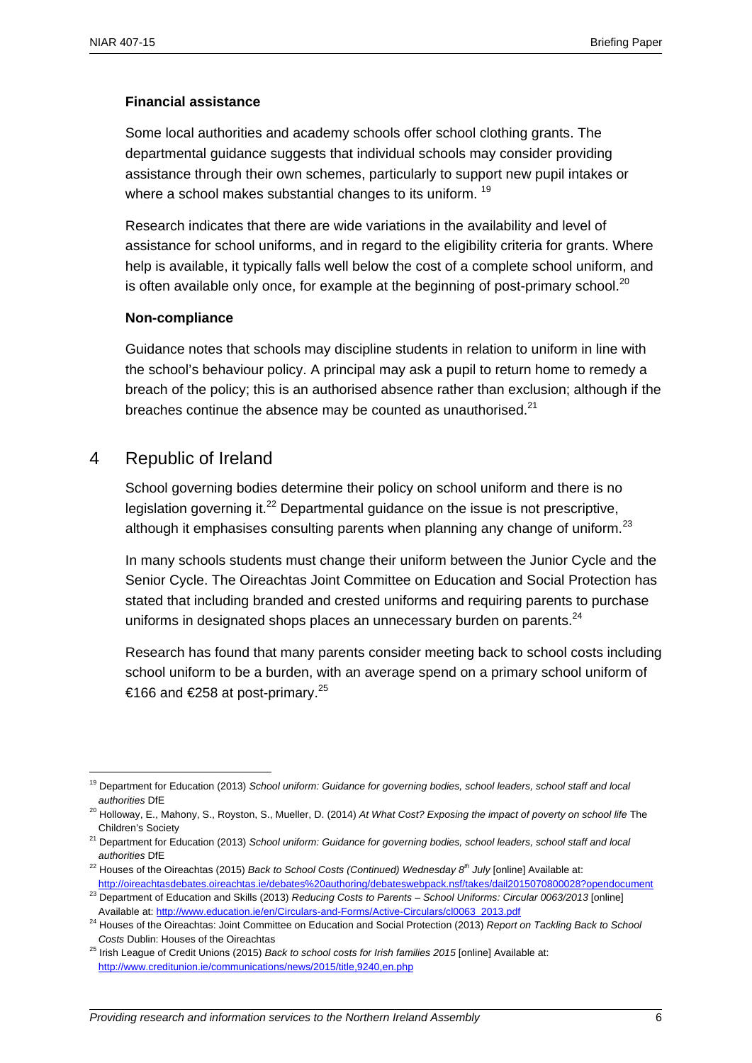### Financial assistance

Some local authorities and academy schools offer school clothing grants. The departmental guidance suggests that individual schools may consider providing assistance through their own schemes, particularly to support new pupil intakes or where a school makes substantial changes to its uniform. [19]

Research indicates that there are wide variations in the availability and level of assistance for school uniforms, and in regard to the eligibility criteria for grants. Where help is available, it typically falls well below the cost of a complete school uniform, and is often available only once, for example at the beginning of post-primary school.[20]

### Non-compliance

Guidance notes that schools may discipline students in relation to uniform in line with the school's behaviour policy. A principal may ask a pupil to return home to remedy a breach of the policy; this is an authorised absence rather than exclusion; although if the breaches continue the absence may be counted as unauthorised.[21]

## 4 Republic of Ireland

School governing bodies determine their policy on school uniform and there is no legislation governing it.[22] Departmental guidance on the issue is not prescriptive, although it emphasises consulting parents when planning any change of uniform.[23]

In many schools students must change their uniform between the Junior Cycle and the Senior Cycle. The Oireachtas Joint Committee on Education and Social Protection has stated that including branded and crested uniforms and requiring parents to purchase uniforms in designated shops places an unnecessary burden on parents.[24]

Research has found that many parents consider meeting back to school costs including school uniform to be a burden, with an average spend on a primary school uniform of €166 and €258 at post-primary.[25]

---

[19] Department for Education (2013) *School uniform: Guidance for governing bodies, school leaders, school staff and local authorities* DfE

[20] Holloway, E., Mahony, S., Royston, S., Mueller, D. (2014) *At What Cost? Exposing the impact of poverty on school life* The Children's Society

[21] Department for Education (2013) *School uniform: Guidance for governing bodies, school leaders, school staff and local authorities* DfE

[22] Houses of the Oireachtas (2015) *Back to School Costs (Continued) Wednesday 8th July* [online] Available at: http://oireachtasdebates.oireachtas.ie/debates%20authoring/debateswebpack.nsf/takes/dail2015070800028?opendocument

[23] Department of Education and Skills (2013) *Reducing Costs to Parents – School Uniforms: Circular 0063/2013* [online] Available at: http://www.education.ie/en/Circulars-and-Forms/Active-Circulars/cl0063_2013.pdf

[24] Houses of the Oireachtas: Joint Committee on Education and Social Protection (2013) *Report on Tackling Back to School Costs* Dublin: Houses of the Oireachtas

[25] Irish League of Credit Unions (2015) *Back to school costs for Irish families 2015* [online] Available at: http://www.creditunion.ie/communications/news/2015/title,9240,en.php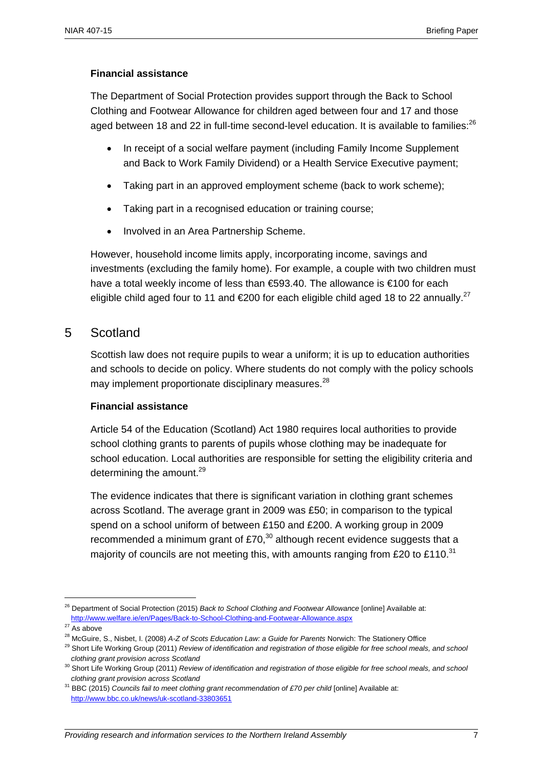**Financial assistance**

The Department of Social Protection provides support through the Back to School Clothing and Footwear Allowance for children aged between four and 17 and those aged between 18 and 22 in full-time second-level education. It is available to families:[26]

- In receipt of a social welfare payment (including Family Income Supplement and Back to Work Family Dividend) or a Health Service Executive payment;
- Taking part in an approved employment scheme (back to work scheme);
- Taking part in a recognised education or training course;
- Involved in an Area Partnership Scheme.

However, household income limits apply, incorporating income, savings and investments (excluding the family home). For example, a couple with two children must have a total weekly income of less than €593.40. The allowance is €100 for each eligible child aged four to 11 and €200 for each eligible child aged 18 to 22 annually.[27]

# 5 Scotland

Scottish law does not require pupils to wear a uniform; it is up to education authorities and schools to decide on policy. Where students do not comply with the policy schools may implement proportionate disciplinary measures.[28]

**Financial assistance**

Article 54 of the Education (Scotland) Act 1980 requires local authorities to provide school clothing grants to parents of pupils whose clothing may be inadequate for school education. Local authorities are responsible for setting the eligibility criteria and determining the amount.[29]

The evidence indicates that there is significant variation in clothing grant schemes across Scotland. The average grant in 2009 was £50; in comparison to the typical spend on a school uniform of between £150 and £200. A working group in 2009 recommended a minimum grant of £70,[30] although recent evidence suggests that a majority of councils are not meeting this, with amounts ranging from £20 to £110.[31]

---

[26] Department of Social Protection (2015) *Back to School Clothing and Footwear Allowance* [online] Available at: http://www.welfare.ie/en/Pages/Back-to-School-Clothing-and-Footwear-Allowance.aspx

[27] As above

[28] McGuire, S., Nisbet, I. (2008) *A-Z of Scots Education Law: a Guide for Parents* Norwich: The Stationery Office

[29] Short Life Working Group (2011) *Review of identification and registration of those eligible for free school meals, and school clothing grant provision across Scotland*

[30] Short Life Working Group (2011) *Review of identification and registration of those eligible for free school meals, and school clothing grant provision across Scotland*

[31] BBC (2015) *Councils fail to meet clothing grant recommendation of £70 per child* [online] Available at: http://www.bbc.co.uk/news/uk-scotland-33803651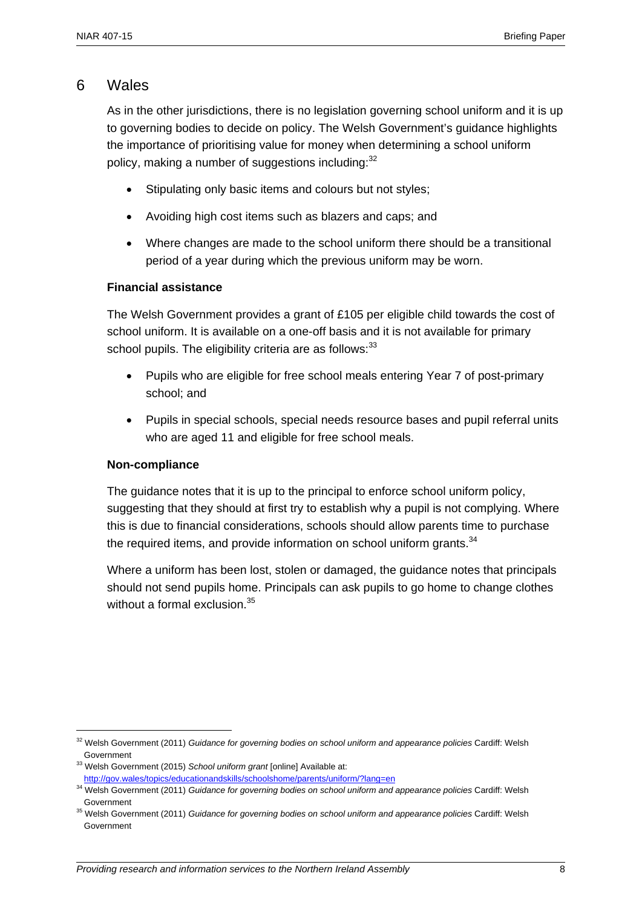## 6 Wales

As in the other jurisdictions, there is no legislation governing school uniform and it is up to governing bodies to decide on policy. The Welsh Government's guidance highlights the importance of prioritising value for money when determining a school uniform policy, making a number of suggestions including:[32]

- Stipulating only basic items and colours but not styles;
- Avoiding high cost items such as blazers and caps; and
- Where changes are made to the school uniform there should be a transitional period of a year during which the previous uniform may be worn.

**Financial assistance**

The Welsh Government provides a grant of £105 per eligible child towards the cost of school uniform. It is available on a one-off basis and it is not available for primary school pupils. The eligibility criteria are as follows:[33]

- Pupils who are eligible for free school meals entering Year 7 of post-primary school; and
- Pupils in special schools, special needs resource bases and pupil referral units who are aged 11 and eligible for free school meals.

**Non-compliance**

The guidance notes that it is up to the principal to enforce school uniform policy, suggesting that they should at first try to establish why a pupil is not complying. Where this is due to financial considerations, schools should allow parents time to purchase the required items, and provide information on school uniform grants.[34]

Where a uniform has been lost, stolen or damaged, the guidance notes that principals should not send pupils home. Principals can ask pupils to go home to change clothes without a formal exclusion.[35]

---

[32] Welsh Government (2011) *Guidance for governing bodies on school uniform and appearance policies* Cardiff: Welsh Government

[33] Welsh Government (2015) *School uniform grant* [online] Available at: http://gov.wales/topics/educationandskills/schoolshome/parents/uniform/?lang=en

[34] Welsh Government (2011) *Guidance for governing bodies on school uniform and appearance policies* Cardiff: Welsh Government

[35] Welsh Government (2011) *Guidance for governing bodies on school uniform and appearance policies* Cardiff: Welsh Government